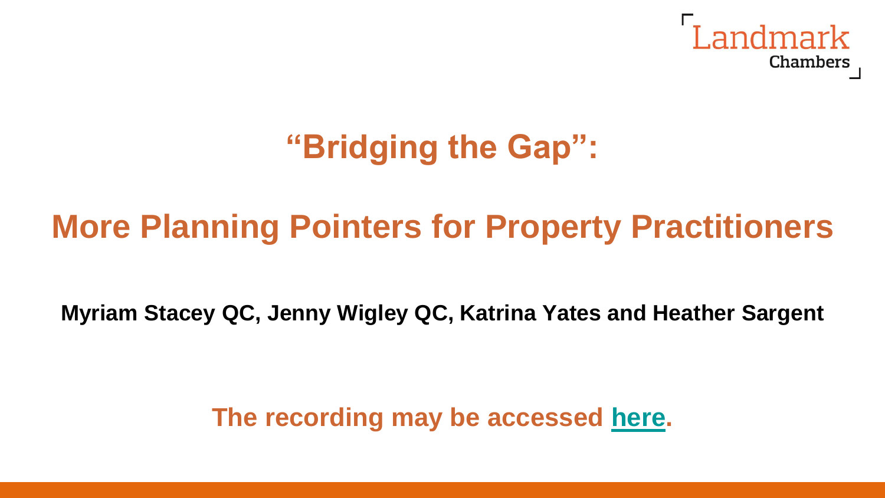Landmark Chambers

# "Bridging the Gap":

# More Planning Pointers for Property Practitioners

**Myriam Stacey QC, Jenny Wigley QC, Katrina Yates and Heather Sargent**

**The recording may be accessed here.**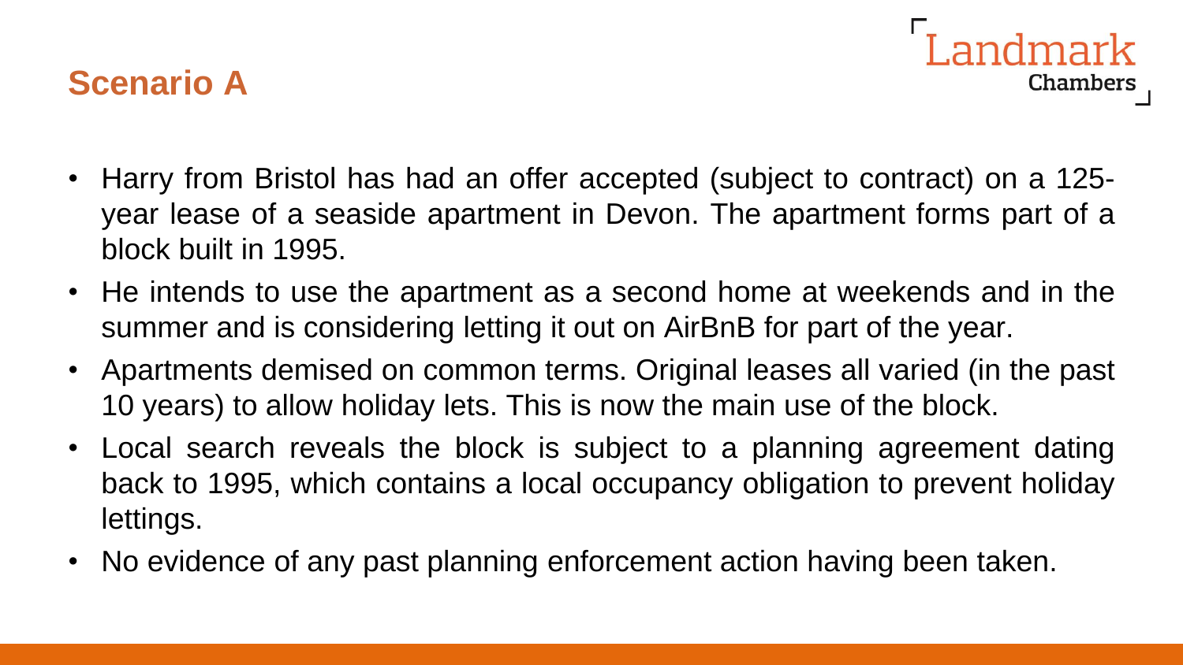## Scenario A

- Harry from Bristol has had an offer accepted (subject to contract) on a 125-year lease of a seaside apartment in Devon. The apartment forms part of a block built in 1995.
- He intends to use the apartment as a second home at weekends and in the summer and is considering letting it out on AirBnB for part of the year.
- Apartments demised on common terms. Original leases all varied (in the past 10 years) to allow holiday lets. This is now the main use of the block.
- Local search reveals the block is subject to a planning agreement dating back to 1995, which contains a local occupancy obligation to prevent holiday lettings.
- No evidence of any past planning enforcement action having been taken.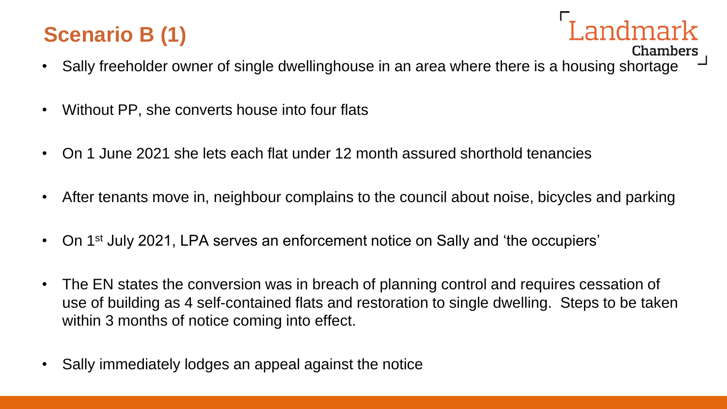## Scenario B (1)

- Sally freeholder owner of single dwellinghouse in an area where there is a housing shortage
- Without PP, she converts house into four flats
- On 1 June 2021 she lets each flat under 12 month assured shorthold tenancies
- After tenants move in, neighbour complains to the council about noise, bicycles and parking
- On 1st July 2021, LPA serves an enforcement notice on Sally and 'the occupiers'
- The EN states the conversion was in breach of planning control and requires cessation of use of building as 4 self-contained flats and restoration to single dwelling. Steps to be taken within 3 months of notice coming into effect.
- Sally immediately lodges an appeal against the notice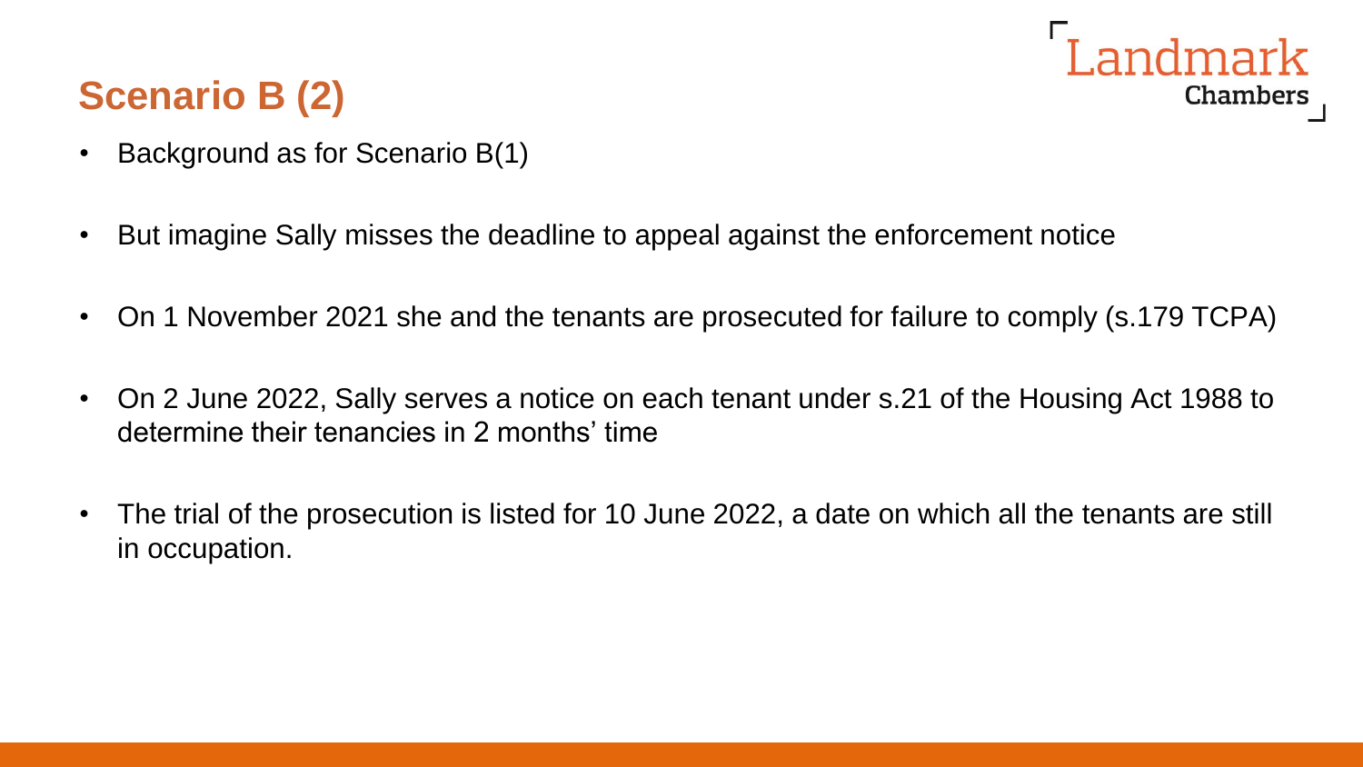# Scenario B (2)

- Background as for Scenario B(1)
- But imagine Sally misses the deadline to appeal against the enforcement notice
- On 1 November 2021 she and the tenants are prosecuted for failure to comply (s.179 TCPA)
- On 2 June 2022, Sally serves a notice on each tenant under s.21 of the Housing Act 1988 to determine their tenancies in 2 months' time
- The trial of the prosecution is listed for 10 June 2022, a date on which all the tenants are still in occupation.